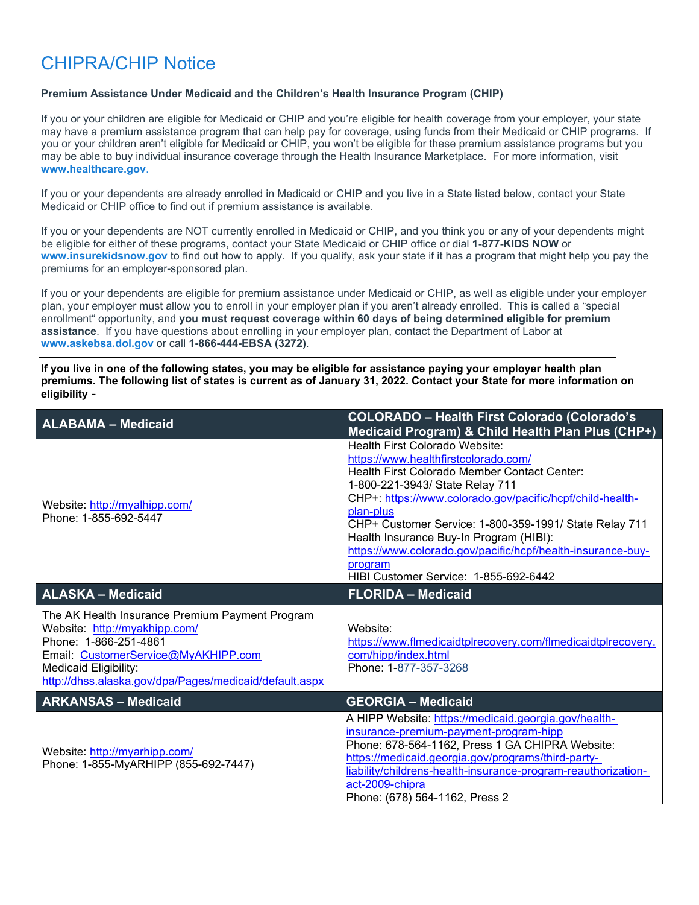# CHIPRA/CHIP Notice

**Premium Assistance Under Medicaid and the Children's Health Insurance Program (CHIP)**

If you or your children are eligible for Medicaid or CHIP and you're eligible for health coverage from your employer, your state may have a premium assistance program that can help pay for coverage, using funds from their Medicaid or CHIP programs. If you or your children aren't eligible for Medicaid or CHIP, you won't be eligible for these premium assistance programs but you may be able to buy individual insurance coverage through the Health Insurance Marketplace. For more information, visit **www.healthcare.gov**.

If you or your dependents are already enrolled in Medicaid or CHIP and you live in a State listed below, contact your State Medicaid or CHIP office to find out if premium assistance is available.

If you or your dependents are NOT currently enrolled in Medicaid or CHIP, and you think you or any of your dependents might be eligible for either of these programs, contact your State Medicaid or CHIP office or dial **1-877-KIDS NOW** or **www.insurekidsnow.gov** to find out how to apply. If you qualify, ask your state if it has a program that might help you pay the premiums for an employer-sponsored plan.

If you or your dependents are eligible for premium assistance under Medicaid or CHIP, as well as eligible under your employer plan, your employer must allow you to enroll in your employer plan if you aren't already enrolled. This is called a "special enrollment" opportunity, and **you must request coverage within 60 days of being determined eligible for premium assistance**. If you have questions about enrolling in your employer plan, contact the Department of Labor at **www.askebsa.dol.gov** or call **1-866-444-EBSA (3272)**.

**If you live in one of the following states, you may be eligible for assistance paying your employer health plan premiums. The following list of states is current as of January 31, 2022. Contact your State for more information on eligibility** –

| ALABAMA – Medicaid | COLORADO – Health First Colorado (Colorado's Medicaid Program) & Child Health Plan Plus (CHP+) |
|---|---|
| Website: http://myalhipp.com/<br>Phone: 1-855-692-5447 | Health First Colorado Website: https://www.healthfirstcolorado.com/<br>Health First Colorado Member Contact Center: 1-800-221-3943/ State Relay 711<br>CHP+: https://www.colorado.gov/pacific/hcpf/child-health-plan-plus<br>CHP+ Customer Service: 1-800-359-1991/ State Relay 711<br>Health Insurance Buy-In Program (HIBI): https://www.colorado.gov/pacific/hcpf/health-insurance-buy-program<br>HIBI Customer Service: 1-855-692-6442 |
| **ALASKA – Medicaid** | **FLORIDA – Medicaid** |
| The AK Health Insurance Premium Payment Program<br>Website: http://myakhipp.com/<br>Phone: 1-866-251-4861<br>Email: CustomerService@MyAKHIPP.com<br>Medicaid Eligibility: http://dhss.alaska.gov/dpa/Pages/medicaid/default.aspx | Website: https://www.flmedicaidtplrecovery.com/flmedicaidtplrecovery.com/hipp/index.html<br>Phone: 1-877-357-3268 |
| **ARKANSAS – Medicaid** | **GEORGIA – Medicaid** |
| Website: http://myarhipp.com/<br>Phone: 1-855-MyARHIPP (855-692-7447) | A HIPP Website: https://medicaid.georgia.gov/health-insurance-premium-payment-program-hipp<br>Phone: 678-564-1162, Press 1 GA CHIPRA Website: https://medicaid.georgia.gov/programs/third-party-liability/childrens-health-insurance-program-reauthorization-act-2009-chipra<br>Phone: (678) 564-1162, Press 2 |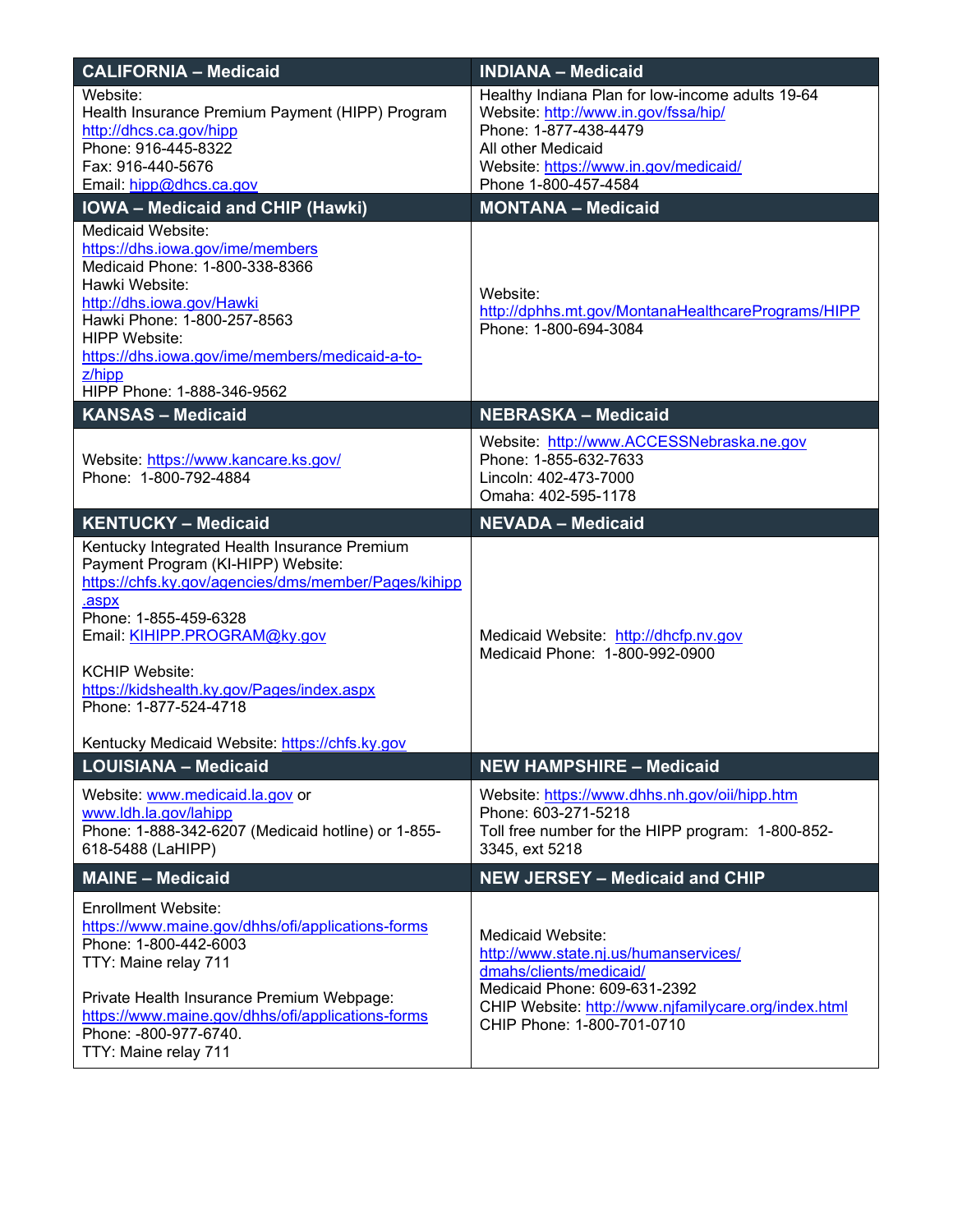| CALIFORNIA – Medicaid | INDIANA – Medicaid |
|---|---|
| Website:<br>Health Insurance Premium Payment (HIPP) Program<br>http://dhcs.ca.gov/hipp<br>Phone: 916-445-8322<br>Fax: 916-440-5676<br>Email: hipp@dhcs.ca.gov | Healthy Indiana Plan for low-income adults 19-64<br>Website: http://www.in.gov/fssa/hip/<br>Phone: 1-877-438-4479<br>All other Medicaid<br>Website: https://www.in.gov/medicaid/<br>Phone 1-800-457-4584 |
| **IOWA – Medicaid and CHIP (Hawki)** | **MONTANA – Medicaid** |
| Medicaid Website:<br>https://dhs.iowa.gov/ime/members<br>Medicaid Phone: 1-800-338-8366<br>Hawki Website:<br>http://dhs.iowa.gov/Hawki<br>Hawki Phone: 1-800-257-8563<br>HIPP Website:<br>https://dhs.iowa.gov/ime/members/medicaid-a-to-z/hipp<br>HIPP Phone: 1-888-346-9562 | Website:<br>http://dphhs.mt.gov/MontanaHealthcarePrograms/HIPP<br>Phone: 1-800-694-3084 |
| **KANSAS – Medicaid** | **NEBRASKA – Medicaid** |
| Website: https://www.kancare.ks.gov/<br>Phone: 1-800-792-4884 | Website: http://www.ACCESSNebraska.ne.gov<br>Phone: 1-855-632-7633<br>Lincoln: 402-473-7000<br>Omaha: 402-595-1178 |
| **KENTUCKY – Medicaid** | **NEVADA – Medicaid** |
| Kentucky Integrated Health Insurance Premium Payment Program (KI-HIPP) Website:<br>https://chfs.ky.gov/agencies/dms/member/Pages/kihipp.aspx<br>Phone: 1-855-459-6328<br>Email: KIHIPP.PROGRAM@ky.gov<br><br>KCHIP Website:<br>https://kidshealth.ky.gov/Pages/index.aspx<br>Phone: 1-877-524-4718<br><br>Kentucky Medicaid Website: https://chfs.ky.gov | Medicaid Website: http://dhcfp.nv.gov<br>Medicaid Phone: 1-800-992-0900 |
| **LOUISIANA – Medicaid** | **NEW HAMPSHIRE – Medicaid** |
| Website: www.medicaid.la.gov or www.ldh.la.gov/lahipp<br>Phone: 1-888-342-6207 (Medicaid hotline) or 1-855-618-5488 (LaHIPP) | Website: https://www.dhhs.nh.gov/oii/hipp.htm<br>Phone: 603-271-5218<br>Toll free number for the HIPP program: 1-800-852-3345, ext 5218 |
| **MAINE – Medicaid** | **NEW JERSEY – Medicaid and CHIP** |
| Enrollment Website:<br>https://www.maine.gov/dhhs/ofi/applications-forms<br>Phone: 1-800-442-6003<br>TTY: Maine relay 711<br><br>Private Health Insurance Premium Webpage:<br>https://www.maine.gov/dhhs/ofi/applications-forms<br>Phone: -800-977-6740.<br>TTY: Maine relay 711 | Medicaid Website:<br>http://www.state.nj.us/humanservices/dmahs/clients/medicaid/<br>Medicaid Phone: 609-631-2392<br>CHIP Website: http://www.njfamilycare.org/index.html<br>CHIP Phone: 1-800-701-0710 |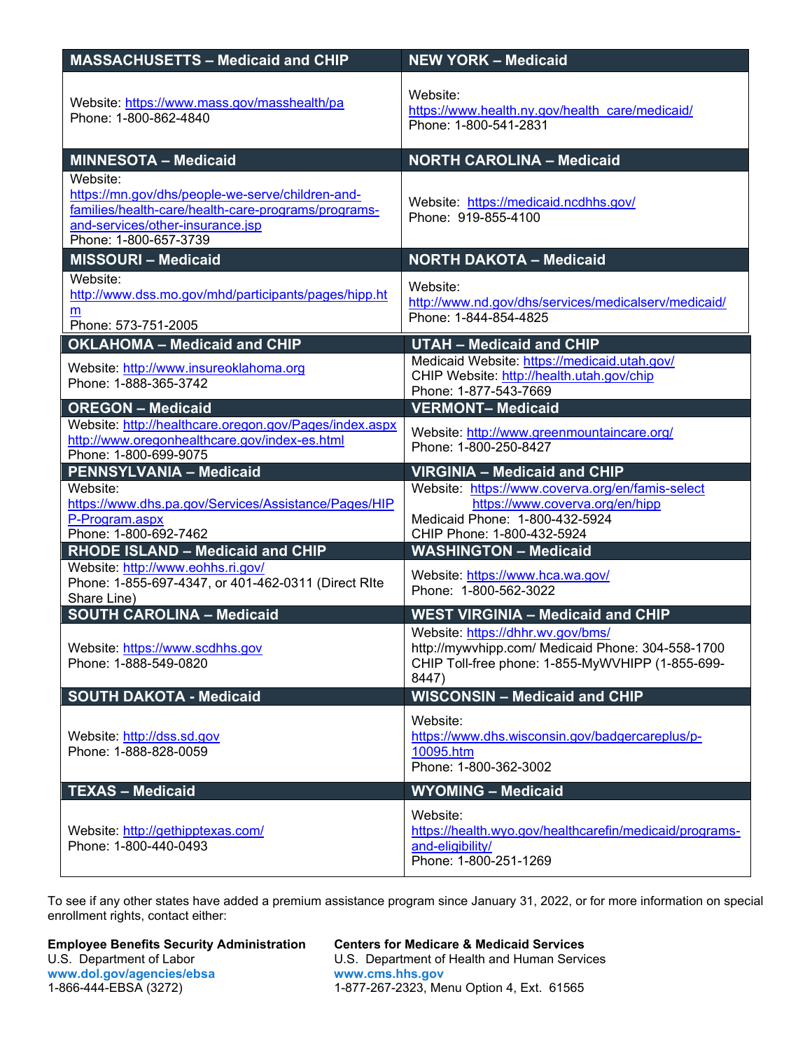| MASSACHUSETTS – Medicaid and CHIP | NEW YORK – Medicaid |
|---|---|
| Website: https://www.mass.gov/masshealth/pa<br>Phone: 1-800-862-4840 | Website: https://www.health.ny.gov/health_care/medicaid/<br>Phone: 1-800-541-2831 |
| **MINNESOTA – Medicaid** | **NORTH CAROLINA – Medicaid** |
| Website: https://mn.gov/dhs/people-we-serve/children-and-families/health-care/health-care-programs/programs-and-services/other-insurance.jsp<br>Phone: 1-800-657-3739 | Website: https://medicaid.ncdhhs.gov/<br>Phone: 919-855-4100 |
| **MISSOURI – Medicaid** | **NORTH DAKOTA – Medicaid** |
| Website: http://www.dss.mo.gov/mhd/participants/pages/hipp.htm<br>Phone: 573-751-2005 | Website: http://www.nd.gov/dhs/services/medicalserv/medicaid/<br>Phone: 1-844-854-4825 |
| **OKLAHOMA – Medicaid and CHIP** | **UTAH – Medicaid and CHIP** |
| Website: http://www.insureoklahoma.org<br>Phone: 1-888-365-3742 | Medicaid Website: https://medicaid.utah.gov/<br>CHIP Website: http://health.utah.gov/chip<br>Phone: 1-877-543-7669 |
| **OREGON – Medicaid** | **VERMONT– Medicaid** |
| Website: http://healthcare.oregon.gov/Pages/index.aspx<br>http://www.oregonhealthcare.gov/index-es.html<br>Phone: 1-800-699-9075 | Website: http://www.greenmountaincare.org/<br>Phone: 1-800-250-8427 |
| **PENNSYLVANIA – Medicaid** | **VIRGINIA – Medicaid and CHIP** |
| Website: https://www.dhs.pa.gov/Services/Assistance/Pages/HIPP-Program.aspx<br>Phone: 1-800-692-7462 | Website: https://www.coverva.org/en/famis-select<br>https://www.coverva.org/en/hipp<br>Medicaid Phone: 1-800-432-5924<br>CHIP Phone: 1-800-432-5924 |
| **RHODE ISLAND – Medicaid and CHIP** | **WASHINGTON – Medicaid** |
| Website: http://www.eohhs.ri.gov/<br>Phone: 1-855-697-4347, or 401-462-0311 (Direct RIte Share Line) | Website: https://www.hca.wa.gov/<br>Phone: 1-800-562-3022 |
| **SOUTH CAROLINA – Medicaid** | **WEST VIRGINIA – Medicaid and CHIP** |
| Website: https://www.scdhhs.gov<br>Phone: 1-888-549-0820 | Website: https://dhhr.wv.gov/bms/<br>http://mywvhipp.com/ Medicaid Phone: 304-558-1700<br>CHIP Toll-free phone: 1-855-MyWVHIPP (1-855-699-8447) |
| **SOUTH DAKOTA - Medicaid** | **WISCONSIN – Medicaid and CHIP** |
| Website: http://dss.sd.gov<br>Phone: 1-888-828-0059 | Website: https://www.dhs.wisconsin.gov/badgercareplus/p-10095.htm<br>Phone: 1-800-362-3002 |
| **TEXAS – Medicaid** | **WYOMING – Medicaid** |
| Website: http://gethipptexas.com/<br>Phone: 1-800-440-0493 | Website: https://health.wyo.gov/healthcarefin/medicaid/programs-and-eligibility/<br>Phone: 1-800-251-1269 |

To see if any other states have added a premium assistance program since January 31, 2022, or for more information on special enrollment rights, contact either:

**Employee Benefits Security Administration**
U.S. Department of Labor
**www.dol.gov/agencies/ebsa**
1-866-444-EBSA (3272)

**Centers for Medicare & Medicaid Services**
U.S. Department of Health and Human Services
**www.cms.hhs.gov**
1-877-267-2323, Menu Option 4, Ext. 61565